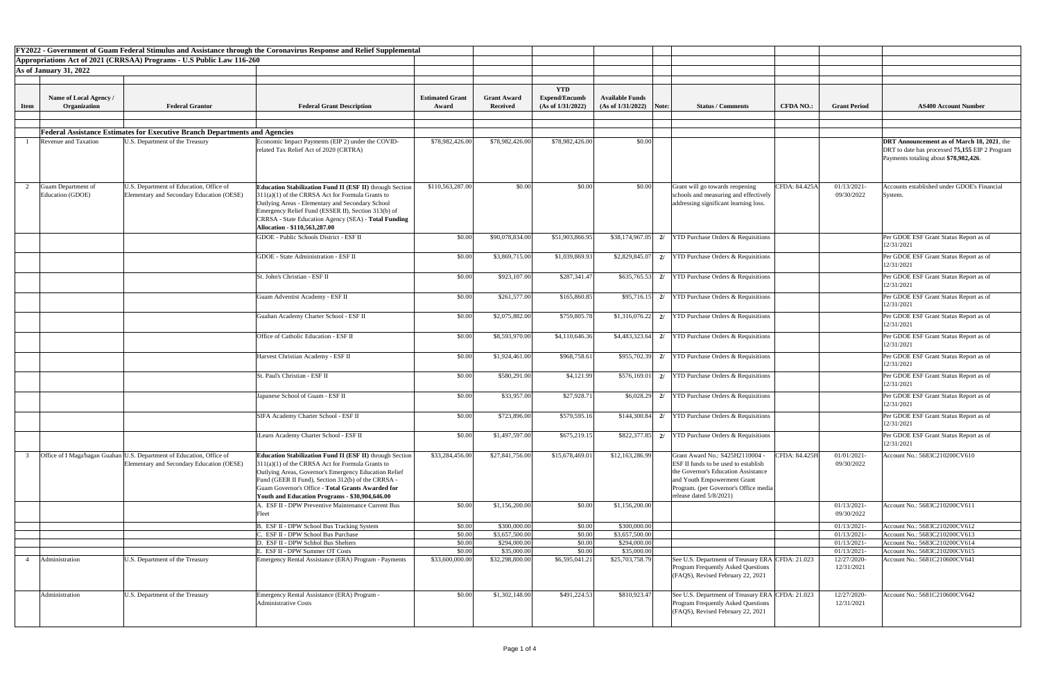**FY2022 - Government of Guam Federal Stimulus and Assistance through the Coronavirus Response and Relief Supplemental Appropriations Act of 2021 (CRRSAA) Programs - U.S Public Law 116-260**

**As of January 31, 2022**

| Item | Name of Local Agency / Organization | Federal Grantor | Federal Grant Description | Estimated Grant Award | Grant Award Received | YTD Expend/Encumb (As of 1/31/2022) | Available Funds (As of 1/31/2022) | Note: | Status / Comments | CFDA NO.: | Grant Period | AS400 Account Number |
|---|---|---|---|---|---|---|---|---|---|---|---|---|
| | **Federal Assistance Estimates for Executive Branch Departments and Agencies** | | | | | | | | | | | |
| 1 | Revenue and Taxation | U.S. Department of the Treasury | Economic Impact Payments (EIP 2) under the COVID-related Tax Relief Act of 2020 (CRTRA) | $78,982,426.00 | $78,982,426.00 | $78,982,426.00 | $0.00 | | | | | **DRT Announcement as of March 18, 2021**, the DRT to date has processed **75,155** EIP 2 Program Payments totaling about **$78,982,426**. |
| 2 | Guam Department of Education (GDOE) | U.S. Department of Education, Office of Elementary and Secondary Education (OESE) | **Education Stabilization Fund II (ESF II)** through Section 311(a)(1) of the CRRSA Act for Formula Grants to Outlying Areas - Elementary and Secondary School Emergency Relief Fund (ESSER II), Section 313(b) of CRRSA - State Education Agency (SEA) - **Total Funding Allocation - $110,563,287.00** | $110,563,287.00 | $0.00 | $0.00 | $0.00 | | Grant will go towards reopening schools and measuring and effectively addressing significant learning loss. | CFDA: 84.425A | 01/13/2021-09/30/2022 | Accounts established under GDOE's Financial System. |
| | | | GDOE - Public Schools District - ESF II | $0.00 | $90,078,834.00 | $51,903,866.95 | $38,174,967.05 | 2/ | YTD Purchase Orders & Requisitions | | | Per GDOE ESF Grant Status Report as of 12/31/2021 |
| | | | GDOE - State Administration - ESF II | $0.00 | $3,869,715.00 | $1,039,869.93 | $2,829,845.07 | 2/ | YTD Purchase Orders & Requisitions | | | Per GDOE ESF Grant Status Report as of 12/31/2021 |
| | | | St. John's Christian - ESF II | $0.00 | $923,107.00 | $287,341.47 | $635,765.53 | 2/ | YTD Purchase Orders & Requisitions | | | Per GDOE ESF Grant Status Report as of 12/31/2021 |
| | | | Guam Adventist Academy - ESF II | $0.00 | $261,577.00 | $165,860.85 | $95,716.15 | 2/ | YTD Purchase Orders & Requisitions | | | Per GDOE ESF Grant Status Report as of 12/31/2021 |
| | | | Guahan Academy Charter School - ESF II | $0.00 | $2,075,882.00 | $759,805.78 | $1,316,076.22 | 2/ | YTD Purchase Orders & Requisitions | | | Per GDOE ESF Grant Status Report as of 12/31/2021 |
| | | | Office of Catholic Education - ESF II | $0.00 | $8,593,970.00 | $4,110,646.36 | $4,483,323.64 | 2/ | YTD Purchase Orders & Requisitions | | | Per GDOE ESF Grant Status Report as of 12/31/2021 |
| | | | Harvest Christian Academy - ESF II | $0.00 | $1,924,461.00 | $968,758.61 | $955,702.39 | 2/ | YTD Purchase Orders & Requisitions | | | Per GDOE ESF Grant Status Report as of 12/31/2021 |
| | | | St. Paul's Christian - ESF II | $0.00 | $580,291.00 | $4,121.99 | $576,169.01 | 2/ | YTD Purchase Orders & Requisitions | | | Per GDOE ESF Grant Status Report as of 12/31/2021 |
| | | | Japanese School of Guam - ESF II | $0.00 | $33,957.00 | $27,928.71 | $6,028.29 | 2/ | YTD Purchase Orders & Requisitions | | | Per GDOE ESF Grant Status Report as of 12/31/2021 |
| | | | SIFA Academy Charter School - ESF II | $0.00 | $723,896.00 | $579,595.16 | $144,300.84 | 2/ | YTD Purchase Orders & Requisitions | | | Per GDOE ESF Grant Status Report as of 12/31/2021 |
| | | | iLearn Academy Charter School - ESF II | $0.00 | $1,497,597.00 | $675,219.15 | $822,377.85 | 2/ | YTD Purchase Orders & Requisitions | | | Per GDOE ESF Grant Status Report as of 12/31/2021 |
| 3 | Office of I Maga'hagan Guahan | U.S. Department of Education, Office of Elementary and Secondary Education (OESE) | **Education Stabilization Fund II (ESF II)** through Section 311(a)(1) of the CRRSA Act for Formula Grants to Outlying Areas, Governor's Emergency Education Relief Fund (GEER II Fund), Section 312(b) of the CRRSA - Guam Governor's Office - **Total Grants Awarded for Youth and Education Programs - $30,904,646.00** | $33,284,456.00 | $27,841,756.00 | $15,678,469.01 | $12,163,286.99 | | Grant Award No.: S425H2110004 - ESF II funds to be used to establish the Governor's Education Assistance and Youth Empowerment Grant Program. (per Governor's Office media release dated 5/8/2021) | CFDA: 84.425H | 01/01/2021-09/30/2022 | Account No.: 5683C210200CV610 |
| | | | A. ESF II - DPW Preventive Maintenance Current Bus Fleet | $0.00 | $1,156,200.00 | $0.00 | $1,156,200.00 | | | | 01/13/2021-09/30/2022 | Account No.: 5683C210200CV611 |
| | | | B. ESF II - DPW School Bus Tracking System | $0.00 | $300,000.00 | $0.00 | $300,000.00 | | | | 01/13/2021- | Account No.: 5683C210200CV612 |
| | | | C. ESF II - DPW School Bus Purchase | $0.00 | $3,657,500.00 | $0.00 | $3,657,500.00 | | | | 01/13/2021- | Account No.: 5683C210200CV613 |
| | | | D. ESF II - DPW Schhol Bus Shelters | $0.00 | $294,000.00 | $0.00 | $294,000.00 | | | | 01/13/2021- | Account No.: 5683C210200CV614 |
| | | | E. ESF II - DPW Summer OT Costs | $0.00 | $35,000.00 | $0.00 | $35,000.00 | | | | 01/13/2021- | Account No.: 5683C210200CV615 |
| 4 | Administration | U.S. Department of the Treasury | Emergency Rental Assistance (ERA) Program - Payments | $33,600,000.00 | $32,298,800.00 | $6,595,041.21 | $25,703,758.79 | | See U.S. Department of Treasury ERA Program Frequently Asked Questions (FAQS), Revised February 22, 2021 | CFDA: 21.023 | 12/27/2020-12/31/2021 | Account No.: 5681C210600CV641 |
| | Administration | U.S. Department of the Treasury | Emergency Rental Assistance (ERA) Program - Administrative Costs | $0.00 | $1,302,148.00 | $491,224.53 | $810,923.47 | | See U.S. Department of Treasury ERA Program Frequently Asked Questions (FAQS), Revised February 22, 2021 | CFDA: 21.023 | 12/27/2020-12/31/2021 | Account No.: 5681C210600CV642 |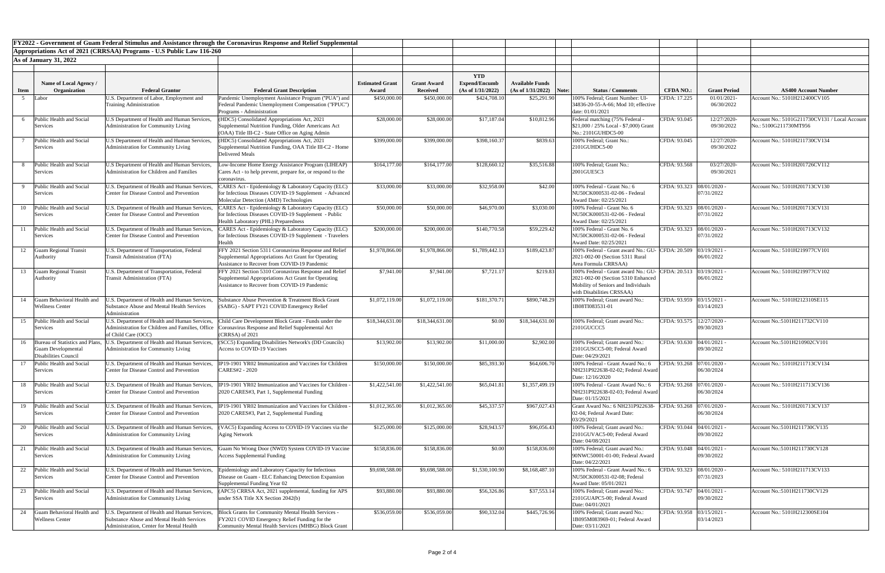**FY2022 - Government of Guam Federal Stimulus and Assistance through the Coronavirus Response and Relief Supplemental Appropriations Act of 2021 (CRRSAA) Programs - U.S Public Law 116-260**

**As of January 31, 2022**

| Item | Name of Local Agency / Organization | Federal Grantor | Federal Grant Description | Estimated Grant Award | Grant Award Received | YTD Expend/Encumb (As of 1/31/2022) | Available Funds (As of 1/31/2022) | Note: | Status / Comments | CFDA NO.: | Grant Period | AS400 Account Number |
|---|---|---|---|---|---|---|---|---|---|---|---|---|
| 5 | Labor | U.S. Department of Labor, Employment and Training Administration | Pandemic Unemployment Assistance Program ("PUA") and Federal Pandemic Unemployment Compensation ("FPUC") Programs - Administration | $450,000.00 | $450,000.00 | $424,708.10 | $25,291.90 | | 100% Federal; Grant Number: UI-34836-20-55-A-66; Mod 10; effective date: 01/01/2021 | CFDA: 17.225 | 01/01/2021-06/30/2022 | Account No.: 5101H212400CV105 |
| 6 | Public Health and Social Services | U.S Department of Health and Human Services, Administration for Community Living | (HDC5) Consolidated Appropriations Act, 2021 Supplemental Nutrition Funding, Older Americans Act (OAA) Title III-C2 - State Office on Aging Admin | $28,000.00 | $28,000.00 | $17,187.04 | $10,812.96 | | Federal matching (75% Federal - $21,000 / 25% Local - $7,000) Grant No.: 2101GUHDC5-00 | CFDA: 93.045 | 12/27/2020-09/30/2022 | Account No.: 5101G211730CV131 / Local Account No.: 5100G211730MT956 |
| 7 | Public Health and Social Services | U.S Department of Health and Human Services, Administration for Community Living | (HDC5) Consolidated Appropriations Act, 2021 Supplemental Nutrition Funding, OAA Title III-C2 - Home Delivered Meals | $399,000.00 | $399,000.00 | $398,160.37 | $839.63 | | 100% Federal; Grant No.: 2101GUHDC5-00 | CFDA: 93.045 | 12/27/2020-09/30/2022 | Account No.: 5101H211730CV134 |
| 8 | Public Health and Social Services | U.S. Department of Health and Human Services, Administration for Children and Families | Low-Income Home Energy Assistance Program (LIHEAP) Cares Act - to help prevent, prepare for, or respond to the coronavirus. | $164,177.00 | $164,177.00 | $128,660.12 | $35,516.88 | | 100% Federal; Grant No.: 2001GUE5C3 | CFDA: 93.568 | 03/27/2020-09/30/2021 | Account No.: 5101H201726CV112 |
| 9 | Public Health and Social Services | U.S. Department of Health and Human Services, Center for Disease Control and Prevention | CARES Act - Epidemiology & Laboratory Capacity (ELC) for Infectious Diseases COVID-19 Supplement - Advanced Molecular Detection (AMD) Technologies | $33,000.00 | $33,000.00 | $32,958.00 | $42.00 | | 100% Federal - Grant No.: 6 NU50CK000531-02-06 - Federal Award Date: 02/25/2021 | CFDA: 93.323 | 08/01/2020 - 07/31/2022 | Account No.: 5101H201713CV130 |
| 10 | Public Health and Social Services | U.S. Department of Health and Human Services, Center for Disease Control and Prevention | CARES Act - Epidemiology & Laboratory Capacity (ELC) for Infectious Diseases COVID-19 Supplement - Public Health Laboratory (PHL) Preparedness | $50,000.00 | $50,000.00 | $46,970.00 | $3,030.00 | | 100% Federal - Grant No. 6 NU50CK000531-02-06 - Federal Award Date: 02/25/2021 | CFDA: 93.323 | 08/01/2020 - 07/31/2022 | Account No.: 5101H201713CV131 |
| 11 | Public Health and Social Services | U.S. Department of Health and Human Services, Center for Disease Control and Prevention | CARES Act - Epidemiology & Laboratory Capacity (ELC) for Infectious Diseases COVID-19 Supplement - Travelers Health | $200,000.00 | $200,000.00 | $140,770.58 | $59,229.42 | | 100% Federal - Grant No. 6 NU50CK000531-02-06 - Federal Award Date: 02/25/2021 | CFDA: 93.323 | 08/01/2020 - 07/31/2022 | Account No.: 5101H201713CV132 |
| 12 | Guam Regional Transit Authority | U.S. Department of Transportation, Federal Transit Administration (FTA) | FFY 2021 Section 5311 Coronavirus Response and Relief Supplemental Appropriations Act Grant for Operating Assistance to Recover from COVID-19 Pandemic | $1,978,866.00 | $1,978,866.00 | $1,789,442.13 | $189,423.87 | | 100% Federal - Grant award No.: GU-2021-002-00 (Section 5311 Rural Area Formula CRRSAA) | CFDA: 20.509 | 03/19/2021 - 06/01/2022 | Account No.: 5101H219977CV101 |
| 13 | Guam Regional Transit Authority | U.S. Department of Transportation, Federal Transit Administration (FTA) | FFY 2021 Section 5310 Coronavirus Response and Relief Supplemental Appropriations Act Grant for Operating Assistance to Recover from COVID-19 Pandemic | $7,941.00 | $7,941.00 | $7,721.17 | $219.83 | | 100% Federal - Grant award No.: GU-2021-002-00 (Section 5310 Enhanced Mobility of Seniors and Individuals with Disabilities CRSSAA) | CFDA: 20.513 | 03/19/2021 - 06/01/2022 | Account No.: 5101H219977CV102 |
| 14 | Guam Behavioral Health and Wellness Center | U.S. Department of Health and Human Services, Substance Abuse and Mental Health Services Administration | Substance Abuse Prevention & Treatment Block Grant (SABG) - SAPT FY21 COVID Emergency Relief | $1,072,119.00 | $1,072,119.00 | $181,370.71 | $890,748.29 | | 100% Federal; Grant award No.: 1B08TI083531-01 | CFDA: 93.959 | 03/15/2021 - 03/14/2023 | Account No.: 5101H212310SE115 |
| 15 | Public Health and Social Services | U.S. Department of Health and Human Services, Administration for Children and Families, Office of Child Care (OCC) | Child Care Development Block Grant - Funds under the Coronavirus Response and Relief Supplemental Act (CRRSA) of 2021 | $18,344,631.00 | $18,344,631.00 | $0.00 | $18,344,631.00 | | 100% Federal; Grant award No.: 2101GUCCC5 | CFDA: 93.575 | 12/27/2020 - 09/30/2023 | Account No.:5101H211732CV110 |
| 16 | Bureau of Statistics and Plans, Guam Developmental Disabilities Council | U.S. Department of Health and Human Services, Administration for Community Living | (SCC5) Expanding Disabilities Network's (DD Councils) Access to COVID-19 Vaccines | $13,902.00 | $13,902.00 | $11,000.00 | $2,902.00 | | 100% Federal; Grant award No.: 2101GUSCC5-00; Federal Award Date: 04/29/2021 | CFDA: 93.630 | 04/01/2021 - 09/30/2022 | Account No.:5101H210902CV101 |
| 17 | Public Health and Social Services | U.S. Department of Health and Human Services, Center for Disease Control and Prevention | IP19-1901 YR02 Immunization and Vaccines for Children CARES#2 - 2020 | $150,000.00 | $150,000.00 | $85,393.30 | $64,606.70 | | 100% Federal - Grant Award No.: 6 NH231P922638-02-02; Federal Award Date: 12/16/2020 | CFDA: 93.268 | 07/01/2020 - 06/30/2024 | Account No.: 5101H211713CV134 |
| 18 | Public Health and Social Services | U.S. Department of Health and Human Services, Center for Disease Control and Prevention | IP19-1901 YR02 Immunization and Vaccines for Children - 2020 CARES#3, Part 1, Supplemental Funding | $1,422,541.00 | $1,422,541.00 | $65,041.81 | $1,357,499.19 | | 100% Federal - Grant Award No.: 6 NH231P922638-02-03; Federal Award Date: 01/15/2021 | CFDA: 93.268 | 07/01/2020 - 06/30/2024 | Account No.: 5101H211713CV136 |
| 19 | Public Health and Social Services | U.S. Department of Health and Human Services, Center for Disease Control and Prevention | IP19-1901 YR02 Immunization and Vaccines for Children - 2020 CARES#3, Part 2, Supplemental Funding | $1,012,365.00 | $1,012,365.00 | $45,337.57 | $967,027.43 | | Grant Award No.: 6 NH231P922638-02-04; Federal Award Date: 03/29/2021 | CFDA: 93.268 | 07/01/2020 - 06/30/2024 | Account No.: 5101H201713CV137 |
| 20 | Public Health and Social Services | U.S. Department of Health and Human Services, Administration for Community Living | (VAC5) Expanding Access to COVID-19 Vaccines via the Aging Network | $125,000.00 | $125,000.00 | $28,943.57 | $96,056.43 | | 100% Federal; Grant award No.: 2101GUVAC5-00; Federal Award Date: 04/08/2021 | CFDA: 93.044 | 04/01/2021 - 09/30/2022 | Account No.:5101H211730CV135 |
| 21 | Public Health and Social Services | U.S. Department of Health and Human Services, Administration for Community Living | Guam No Wrong Door (NWD) System COVID-19 Vaccine Access Supplemental Funding | $158,836.00 | $158,836.00 | $0.00 | $158,836.00 | | 100% Federal; Grant award No.: 90NWC50001-01-00; Federal Award Date: 04/22/2021 | CFDA: 93.048 | 04/01/2021 - 09/30/2022 | Account No.:5101H211730CV128 |
| 22 | Public Health and Social Services | U.S. Department of Health and Human Services, Center for Disease Control and Prevention | Epidemiology and Laboratory Capacity for Infectious Disease on Guam - ELC Enhancing Detection Expansion Supplemental Funding Year 02 | $9,698,588.00 | $9,698,588.00 | $1,530,100.90 | $8,168,487.10 | | 100% Federal - Grant Award No.: 6 NU50CK000531-02-08; Federal Award Date: 05/01/2021 | CFDA: 93.323 | 08/01/2020 - 07/31/2023 | Account No.: 5101H211713CV133 |
| 23 | Public Health and Social Services | U.S. Department of Health and Human Services, Administration for Community Living | (APC5) CRRSA Act, 2021 supplemental, funding for APS under SSA Title XX Section 2042(b) | $93,880.00 | $93,880.00 | $56,326.86 | $37,553.14 | | 100% Federal; Grant award No.: 2101GUAPC5-00; Federal Award Date: 04/01/2021 | CFDA: 93.747 | 04/01/2021 - 09/30/2022 | Account No.:5101H211730CV129 |
| 24 | Guam Behavioral Health and Wellness Center | U.S. Department of Health and Human Services, Substance Abuse and Mental Health Services Administration, Center for Mental Health | Block Grants for Community Mental Health Services - FY2021 COVID Emergency Relief Funding for the Community Mental Health Services (MHBG) Block Grant | $536,059.00 | $536,059.00 | $90,332.04 | $445,726.96 | | 100% Federal; Grant award No.: 1B09SM083969-01; Federal Award Date: 03/11/2021 | CFDA: 93.958 | 03/15/2021 - 03/14/2023 | Account No.: 5101H212300SE104 |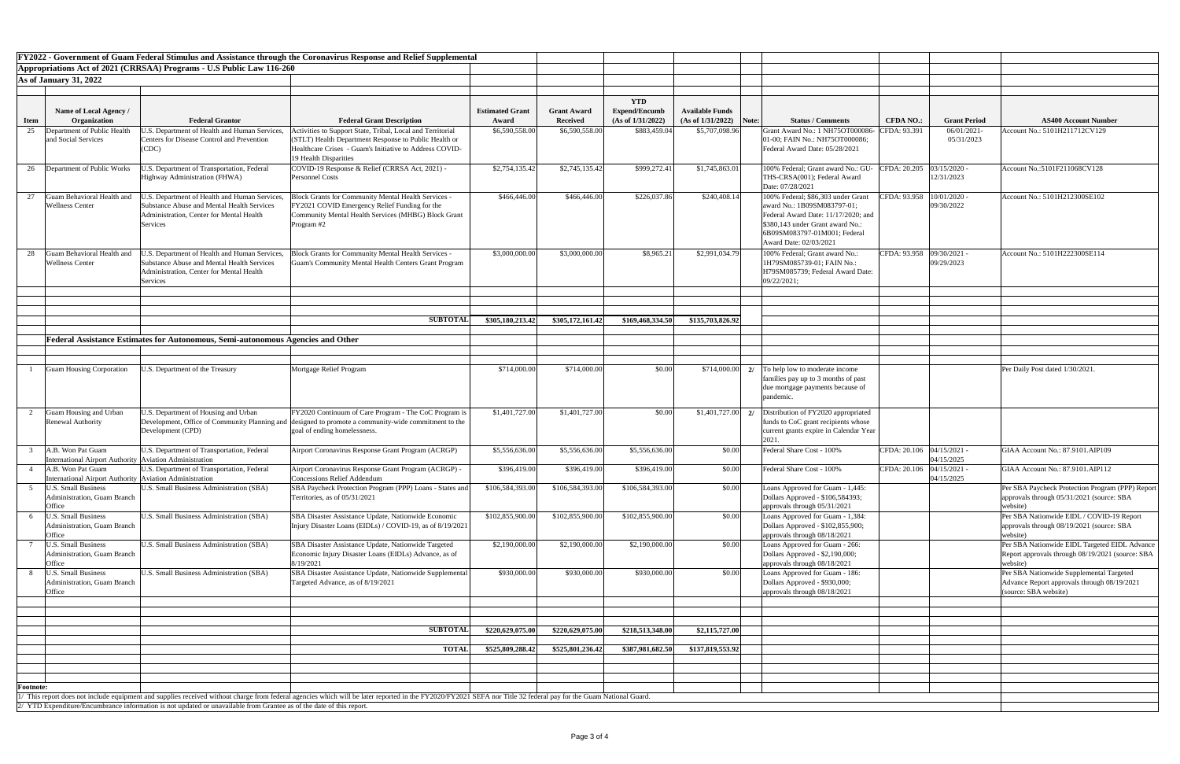**FY2022 - Government of Guam Federal Stimulus and Assistance through the Coronavirus Response and Relief Supplemental Appropriations Act of 2021 (CRRSAA) Programs - U.S Public Law 116-260**

**As of January 31, 2022**

| Item | Name of Local Agency / Organization | Federal Grantor | Federal Grant Description | Estimated Grant Award | Grant Award Received | YTD Expend/Encumb (As of 1/31/2022) | Available Funds (As of 1/31/2022) | Note: | Status / Comments | CFDA NO.: | Grant Period | AS400 Account Number |
|---|---|---|---|---|---|---|---|---|---|---|---|---|
| 25 | Department of Public Health and Social Services | U.S. Department of Health and Human Services, Centers for Disease Control and Prevention (CDC) | Activities to Support State, Tribal, Local and Territorial (STLT) Health Department Response to Public Health or Healthcare Crises - Guam's Initiative to Address COVID-19 Health Disparities | $6,590,558.00 | $6,590,558.00 | $883,459.04 | $5,707,098.96 | | Grant Award No.: 1 NH75OT000086-01-00; FAIN No.: NH75OT000086; Federal Award Date: 05/28/2021 | CFDA: 93.391 | 06/01/2021-05/31/2023 | Account No.: 5101H211712CV129 |
| 26 | Department of Public Works | U.S. Department of Transportation, Federal Highway Administration (FHWA) | COVID-19 Response & Relief (CRRSA Act, 2021) - Personnel Costs | $2,754,135.42 | $2,745,135.42 | $999,272.41 | $1,745,863.01 | | 100% Federal; Grant award No.: GU-THS-CRSA(001); Federal Award Date: 07/28/2021 | CFDA: 20.205 | 03/15/2020 - 12/31/2023 | Account No.:5101F211068CV128 |
| 27 | Guam Behavioral Health and Wellness Center | U.S. Department of Health and Human Services, Substance Abuse and Mental Health Services Administration, Center for Mental Health Services | Block Grants for Community Mental Health Services - FY2021 COVID Emergency Relief Funding for the Community Mental Health Services (MHBG) Block Grant Program #2 | $466,446.00 | $466,446.00 | $226,037.86 | $240,408.14 | | 100% Federal; $86,303 under Grant award No.: 1B09SM083797-01; Federal Award Date: 11/17/2020; and $380,143 under Grant award No.: 6B09SM083797-01M001; Federal Award Date: 02/03/2021 | CFDA: 93.958 | 10/01/2020 - 09/30/2022 | Account No.: 5101H212300SE102 |
| 28 | Guam Behavioral Health and Wellness Center | U.S. Department of Health and Human Services, Substance Abuse and Mental Health Services Administration, Center for Mental Health Services | Block Grants for Community Mental Health Services - Guam's Community Mental Health Centers Grant Program | $3,000,000.00 | $3,000,000.00 | $8,965.21 | $2,991,034.79 | | 100% Federal; Grant award No.: 1H79SM085739-01; FAIN No.: H79SM085739; Federal Award Date: 09/22/2021; | CFDA: 93.958 | 09/30/2021 - 09/29/2023 | Account No.: 5101H222300SE114 |
| | | | **SUBTOTAL** | **$305,180,213.42** | **$305,172,161.42** | **$169,468,334.50** | **$135,703,826.92** | | | | | |
| | **Federal Assistance Estimates for Autonomous, Semi-autonomous Agencies and Other** | | | | | | | | | | | |
| 1 | Guam Housing Corporation | U.S. Department of the Treasury | Mortgage Relief Program | $714,000.00 | $714,000.00 | $0.00 | $714,000.00 | 2/ | To help low to moderate income families pay up to 3 months of past due mortgage payments because of pandemic. | | | Per Daily Post dated 1/30/2021. |
| 2 | Guam Housing and Urban Renewal Authority | U.S. Department of Housing and Urban Development, Office of Community Planning and Development (CPD) | FY2020 Continuum of Care Program - The CoC Program is designed to promote a community-wide commitment to the goal of ending homelessness. | $1,401,727.00 | $1,401,727.00 | $0.00 | $1,401,727.00 | 2/ | Distribution of FY2020 appropriated funds to CoC grant recipients whose current grants expire in Calendar Year 2021. | | | |
| 3 | A.B. Won Pat Guam International Airport Authority | U.S. Department of Transportation, Federal Aviation Administration | Airport Coronavirus Response Grant Program (ACRGP) | $5,556,636.00 | $5,556,636.00 | $5,556,636.00 | $0.00 | | Federal Share Cost - 100% | CFDA: 20.106 | 04/15/2021 - 04/15/2025 | GIAA Account No.: 87.9101.AIP109 |
| 4 | A.B. Won Pat Guam International Airport Authority | U.S. Department of Transportation, Federal Aviation Administration | Airport Coronavirus Response Grant Program (ACRGP) - Concessions Relief Addendum | $396,419.00 | $396,419.00 | $396,419.00 | $0.00 | | Federal Share Cost - 100% | CFDA: 20.106 | 04/15/2021 - 04/15/2025 | GIAA Account No.: 87.9101.AIP112 |
| 5 | U.S. Small Business Administration, Guam Branch Office | U.S. Small Business Administration (SBA) | SBA Paycheck Protection Program (PPP) Loans - States and Territories, as of 05/31/2021 | $106,584,393.00 | $106,584,393.00 | $106,584,393.00 | $0.00 | | Loans Approved for Guam - 1,445: Dollars Approved - $106,584393; approvals through 05/31/2021 | | | Per SBA Paycheck Protection Program (PPP) Report approvals through 05/31/2021 (source: SBA website) |
| 6 | U.S. Small Business Administration, Guam Branch Office | U.S. Small Business Administration (SBA) | SBA Disaster Assistance Update, Nationwide Economic Injury Disaster Loans (EIDLs) / COVID-19, as of 8/19/2021 | $102,855,900.00 | $102,855,900.00 | $102,855,900.00 | $0.00 | | Loans Approved for Guam - 1,384: Dollars Approved - $102,855,900; approvals through 08/18/2021 | | | Per SBA Nationwide EIDL / COVID-19 Report approvals through 08/19/2021 (source: SBA website) |
| 7 | U.S. Small Business Administration, Guam Branch Office | U.S. Small Business Administration (SBA) | SBA Disaster Assistance Update, Nationwide Targeted Economic Injury Disaster Loans (EIDLs) Advance, as of 8/19/2021 | $2,190,000.00 | $2,190,000.00 | $2,190,000.00 | $0.00 | | Loans Approved for Guam - 266: Dollars Approved - $2,190,000; approvals through 08/18/2021 | | | Per SBA Nationwide EIDL Targeted EIDL Advance Report approvals through 08/19/2021 (source: SBA website) |
| 8 | U.S. Small Business Administration, Guam Branch Office | U.S. Small Business Administration (SBA) | SBA Disaster Assistance Update, Nationwide Supplemental Targeted Advance, as of 8/19/2021 | $930,000.00 | $930,000.00 | $930,000.00 | $0.00 | | Loans Approved for Guam - 186: Dollars Approved - $930,000; approvals through 08/18/2021 | | | Per SBA Nationwide Supplemental Targeted Advance Report approvals through 08/19/2021 (source: SBA website) |
| | | | **SUBTOTAL** | **$220,629,075.00** | **$220,629,075.00** | **$218,513,348.00** | **$2,115,727.00** | | | | | |
| | | | **TOTAL** | **$525,809,288.42** | **$525,801,236.42** | **$387,981,682.50** | **$137,819,553.92** | | | | | |

**Footnote:**

1/ This report does not include equipment and supplies received without charge from federal agencies which will be later reported in the FY2020/FY2021 SEFA nor Title 32 federal pay for the Guam National Guard.

2/ YTD Expenditure/Encumbrance information is not updated or unavailable from Grantee as of the date of this report.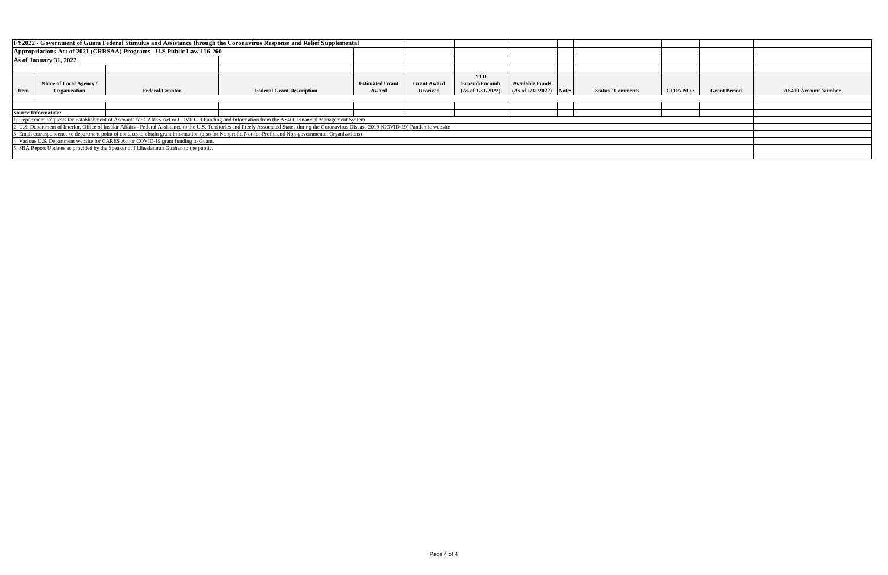**FY2022 - Government of Guam Federal Stimulus and Assistance through the Coronavirus Response and Relief Supplemental**

**Appropriations Act of 2021 (CRRSAA) Programs - U.S Public Law 116-260**

**As of January 31, 2022**

| Item | Name of Local Agency / Organization | Federal Grantor | Federal Grant Description | Estimated Grant Award | Grant Award Received | YTD Expend/Encumb (As of 1/31/2022) | Available Funds (As of 1/31/2022) | Note: | Status / Comments | CFDA NO.: | Grant Period | AS400 Account Number |
|---|---|---|---|---|---|---|---|---|---|---|---|---|
| | | | | | | | | | | | | |

**Source Information:**

1. Department Requests for Establishment of Accounts for CARES Act or COVID-19 Funding and Information from the AS400 Financial Management System
2. U.S. Department of Interior, Office of Insular Affairs - Federal Assistance to the U.S. Territories and Freely Associated States during the Coronavirus Disease 2019 (COVID-19) Pandemic website
3. Email correspondence to department point of contacts to obtain grant information (also for Nonprofit, Not-for-Profit, and Non-governmental Organizations)
4. Various U.S. Department website for CARES Act or COVID-19 grant funding to Guam.
5. SBA Report Updates as provided by the Speaker of I Liheslaturan Guahan to the public.